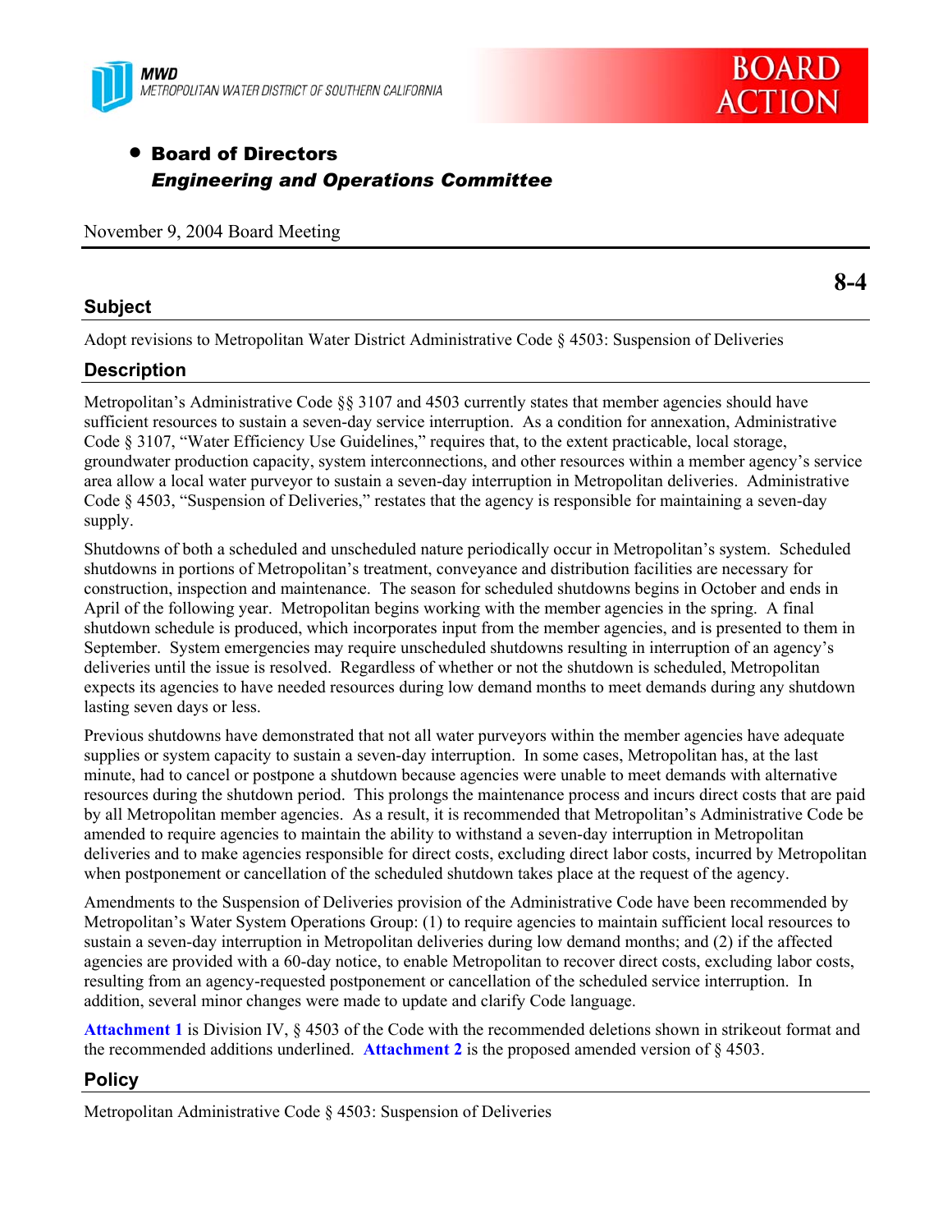MWD
METROPOLITAN WATER DISTRICT OF SOUTHERN CALIFORNIA

BOARD ACTION

- **Board of Directors**
  ***Engineering and Operations Committee***

November 9, 2004 Board Meeting

**8-4**

## Subject

Adopt revisions to Metropolitan Water District Administrative Code § 4503: Suspension of Deliveries

## Description

Metropolitan's Administrative Code §§ 3107 and 4503 currently states that member agencies should have sufficient resources to sustain a seven-day service interruption. As a condition for annexation, Administrative Code § 3107, "Water Efficiency Use Guidelines," requires that, to the extent practicable, local storage, groundwater production capacity, system interconnections, and other resources within a member agency's service area allow a local water purveyor to sustain a seven-day interruption in Metropolitan deliveries. Administrative Code § 4503, "Suspension of Deliveries," restates that the agency is responsible for maintaining a seven-day supply.

Shutdowns of both a scheduled and unscheduled nature periodically occur in Metropolitan's system. Scheduled shutdowns in portions of Metropolitan's treatment, conveyance and distribution facilities are necessary for construction, inspection and maintenance. The season for scheduled shutdowns begins in October and ends in April of the following year. Metropolitan begins working with the member agencies in the spring. A final shutdown schedule is produced, which incorporates input from the member agencies, and is presented to them in September. System emergencies may require unscheduled shutdowns resulting in interruption of an agency's deliveries until the issue is resolved. Regardless of whether or not the shutdown is scheduled, Metropolitan expects its agencies to have needed resources during low demand months to meet demands during any shutdown lasting seven days or less.

Previous shutdowns have demonstrated that not all water purveyors within the member agencies have adequate supplies or system capacity to sustain a seven-day interruption. In some cases, Metropolitan has, at the last minute, had to cancel or postpone a shutdown because agencies were unable to meet demands with alternative resources during the shutdown period. This prolongs the maintenance process and incurs direct costs that are paid by all Metropolitan member agencies. As a result, it is recommended that Metropolitan's Administrative Code be amended to require agencies to maintain the ability to withstand a seven-day interruption in Metropolitan deliveries and to make agencies responsible for direct costs, excluding direct labor costs, incurred by Metropolitan when postponement or cancellation of the scheduled shutdown takes place at the request of the agency.

Amendments to the Suspension of Deliveries provision of the Administrative Code have been recommended by Metropolitan's Water System Operations Group: (1) to require agencies to maintain sufficient local resources to sustain a seven-day interruption in Metropolitan deliveries during low demand months; and (2) if the affected agencies are provided with a 60-day notice, to enable Metropolitan to recover direct costs, excluding labor costs, resulting from an agency-requested postponement or cancellation of the scheduled service interruption. In addition, several minor changes were made to update and clarify Code language.

**Attachment 1** is Division IV, § 4503 of the Code with the recommended deletions shown in strikeout format and the recommended additions underlined. **Attachment 2** is the proposed amended version of § 4503.

## Policy

Metropolitan Administrative Code § 4503: Suspension of Deliveries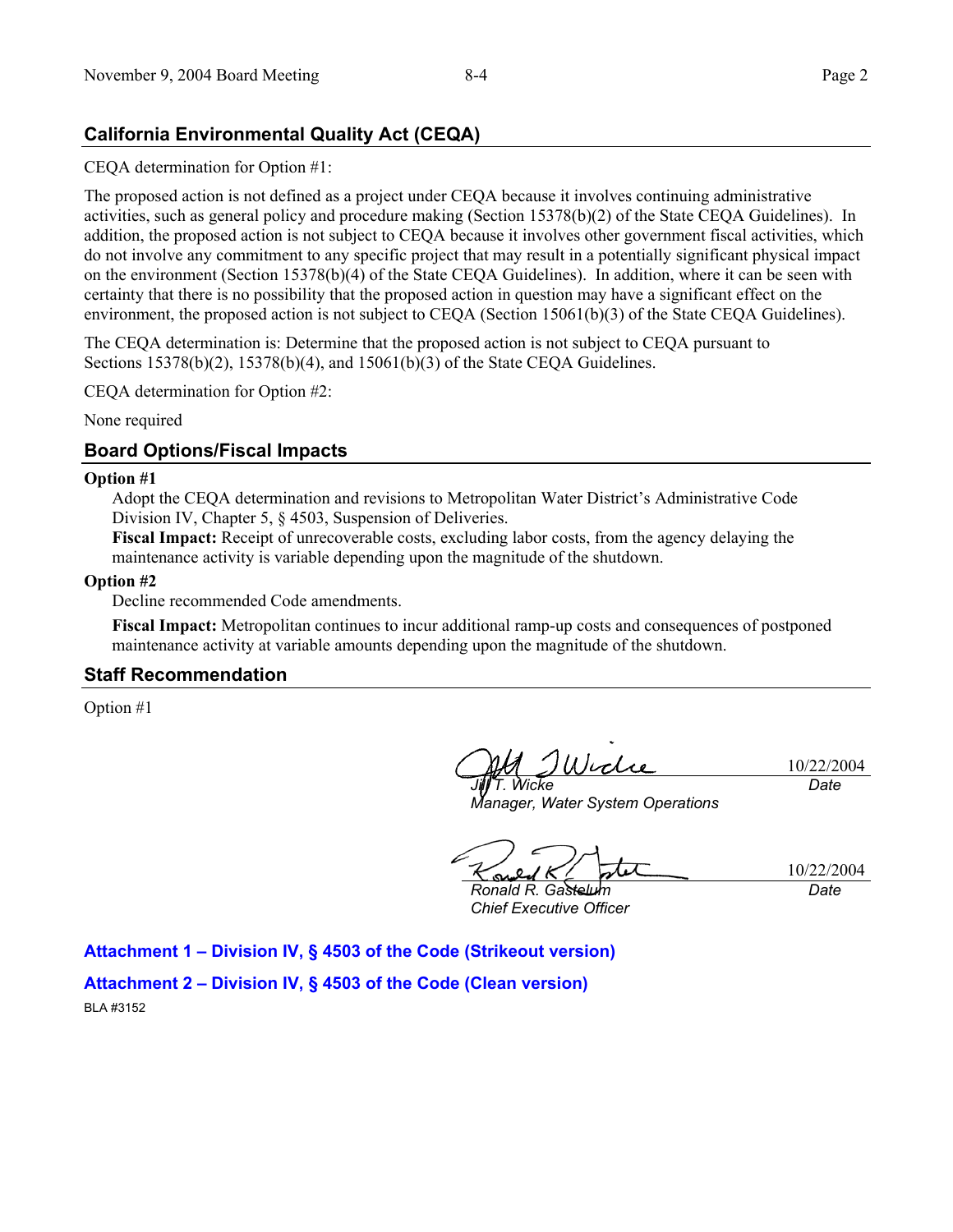## California Environmental Quality Act (CEQA)

CEQA determination for Option #1:

The proposed action is not defined as a project under CEQA because it involves continuing administrative activities, such as general policy and procedure making (Section 15378(b)(2) of the State CEQA Guidelines). In addition, the proposed action is not subject to CEQA because it involves other government fiscal activities, which do not involve any commitment to any specific project that may result in a potentially significant physical impact on the environment (Section 15378(b)(4) of the State CEQA Guidelines). In addition, where it can be seen with certainty that there is no possibility that the proposed action in question may have a significant effect on the environment, the proposed action is not subject to CEQA (Section 15061(b)(3) of the State CEQA Guidelines).

The CEQA determination is: Determine that the proposed action is not subject to CEQA pursuant to Sections 15378(b)(2), 15378(b)(4), and 15061(b)(3) of the State CEQA Guidelines.

CEQA determination for Option #2:

None required

## Board Options/Fiscal Impacts

**Option #1**

Adopt the CEQA determination and revisions to Metropolitan Water District's Administrative Code Division IV, Chapter 5, § 4503, Suspension of Deliveries.

**Fiscal Impact:** Receipt of unrecoverable costs, excluding labor costs, from the agency delaying the maintenance activity is variable depending upon the magnitude of the shutdown.

**Option #2**

Decline recommended Code amendments.

**Fiscal Impact:** Metropolitan continues to incur additional ramp-up costs and consequences of postponed maintenance activity at variable amounts depending upon the magnitude of the shutdown.

## Staff Recommendation

Option #1

| | |
|---|---|
| *Jill T. Wicke*<br>*Manager, Water System Operations* | 10/22/2004<br>*Date* |
| *Ronald R. Gastelum*<br>*Chief Executive Officer* | 10/22/2004<br>*Date* |

**Attachment 1 – Division IV, § 4503 of the Code (Strikeout version)**

**Attachment 2 – Division IV, § 4503 of the Code (Clean version)**

BLA #3152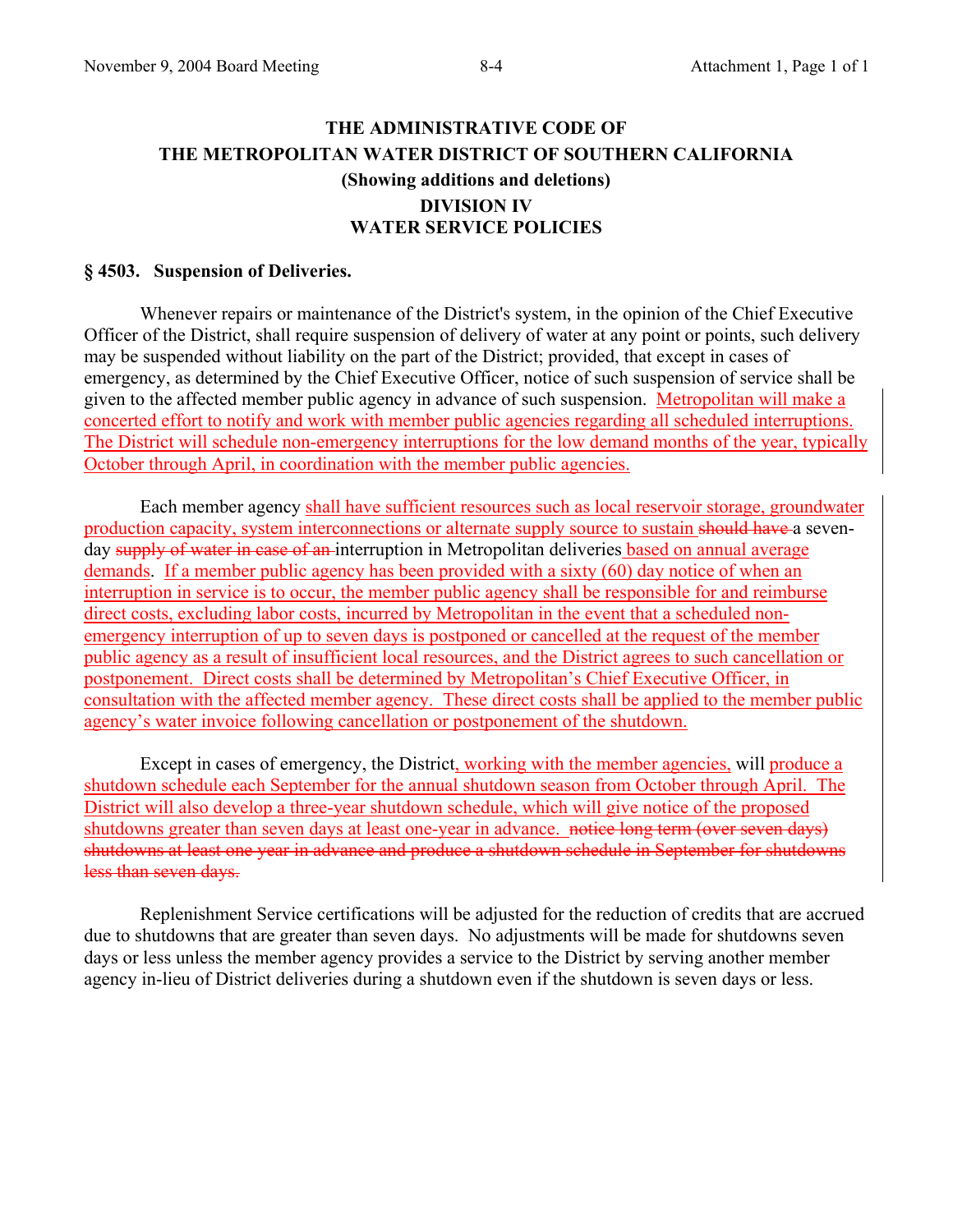# THE ADMINISTRATIVE CODE OF
# THE METROPOLITAN WATER DISTRICT OF SOUTHERN CALIFORNIA

**(Showing additions and deletions)**

## DIVISION IV
## WATER SERVICE POLICIES

### § 4503. Suspension of Deliveries.

Whenever repairs or maintenance of the District's system, in the opinion of the Chief Executive Officer of the District, shall require suspension of delivery of water at any point or points, such delivery may be suspended without liability on the part of the District; provided, that except in cases of emergency, as determined by the Chief Executive Officer, notice of such suspension of service shall be given to the affected member public agency in advance of such suspension. <u>Metropolitan will make a concerted effort to notify and work with member public agencies regarding all scheduled interruptions. The District will schedule non-emergency interruptions for the low demand months of the year, typically October through April, in coordination with the member public agencies.</u>

Each member agency <u>shall have sufficient resources such as local reservoir storage, groundwater production capacity, system interconnections or alternate supply source to sustain</u> ~~should have~~ a seven-day ~~supply of water in case of an~~ interruption in Metropolitan deliveries <u>based on annual average demands</u>. <u>If a member public agency has been provided with a sixty (60) day notice of when an interruption in service is to occur, the member public agency shall be responsible for and reimburse direct costs, excluding labor costs, incurred by Metropolitan in the event that a scheduled non-emergency interruption of up to seven days is postponed or cancelled at the request of the member public agency as a result of insufficient local resources, and the District agrees to such cancellation or postponement. Direct costs shall be determined by Metropolitan's Chief Executive Officer, in consultation with the affected member agency. These direct costs shall be applied to the member public agency's water invoice following cancellation or postponement of the shutdown.</u>

Except in cases of emergency, the District<u>, working with the member agencies,</u> will <u>produce a shutdown schedule each September for the annual shutdown season from October through April. The District will also develop a three-year shutdown schedule, which will give notice of the proposed shutdowns greater than seven days at least one-year in advance.</u> ~~notice long term (over seven days) shutdowns at least one year in advance and produce a shutdown schedule in September for shutdowns less than seven days.~~

Replenishment Service certifications will be adjusted for the reduction of credits that are accrued due to shutdowns that are greater than seven days. No adjustments will be made for shutdowns seven days or less unless the member agency provides a service to the District by serving another member agency in-lieu of District deliveries during a shutdown even if the shutdown is seven days or less.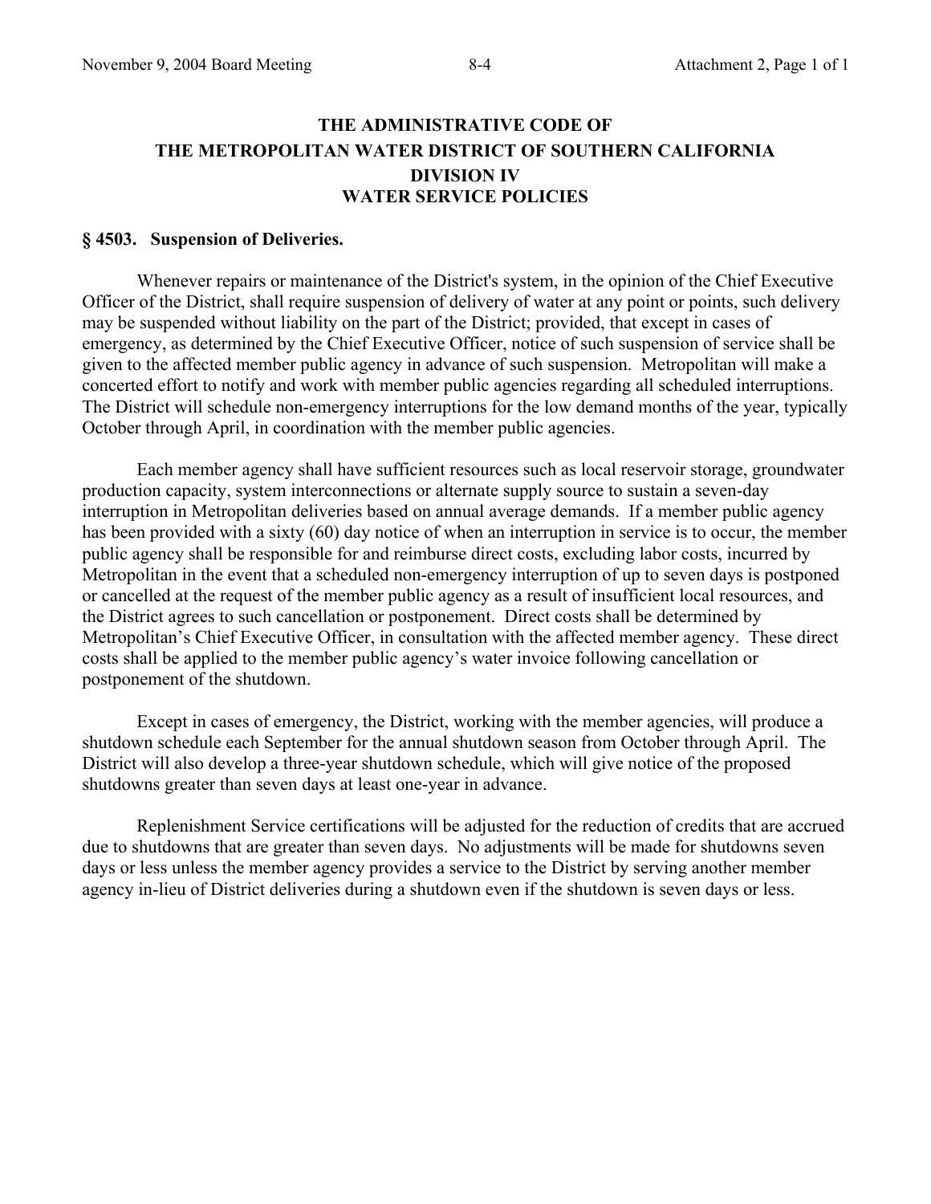# THE ADMINISTRATIVE CODE OF THE METROPOLITAN WATER DISTRICT OF SOUTHERN CALIFORNIA

## DIVISION IV
## WATER SERVICE POLICIES

### § 4503. Suspension of Deliveries.

Whenever repairs or maintenance of the District's system, in the opinion of the Chief Executive Officer of the District, shall require suspension of delivery of water at any point or points, such delivery may be suspended without liability on the part of the District; provided, that except in cases of emergency, as determined by the Chief Executive Officer, notice of such suspension of service shall be given to the affected member public agency in advance of such suspension. Metropolitan will make a concerted effort to notify and work with member public agencies regarding all scheduled interruptions. The District will schedule non-emergency interruptions for the low demand months of the year, typically October through April, in coordination with the member public agencies.

Each member agency shall have sufficient resources such as local reservoir storage, groundwater production capacity, system interconnections or alternate supply source to sustain a seven-day interruption in Metropolitan deliveries based on annual average demands. If a member public agency has been provided with a sixty (60) day notice of when an interruption in service is to occur, the member public agency shall be responsible for and reimburse direct costs, excluding labor costs, incurred by Metropolitan in the event that a scheduled non-emergency interruption of up to seven days is postponed or cancelled at the request of the member public agency as a result of insufficient local resources, and the District agrees to such cancellation or postponement. Direct costs shall be determined by Metropolitan's Chief Executive Officer, in consultation with the affected member agency. These direct costs shall be applied to the member public agency's water invoice following cancellation or postponement of the shutdown.

Except in cases of emergency, the District, working with the member agencies, will produce a shutdown schedule each September for the annual shutdown season from October through April. The District will also develop a three-year shutdown schedule, which will give notice of the proposed shutdowns greater than seven days at least one-year in advance.

Replenishment Service certifications will be adjusted for the reduction of credits that are accrued due to shutdowns that are greater than seven days. No adjustments will be made for shutdowns seven days or less unless the member agency provides a service to the District by serving another member agency in-lieu of District deliveries during a shutdown even if the shutdown is seven days or less.